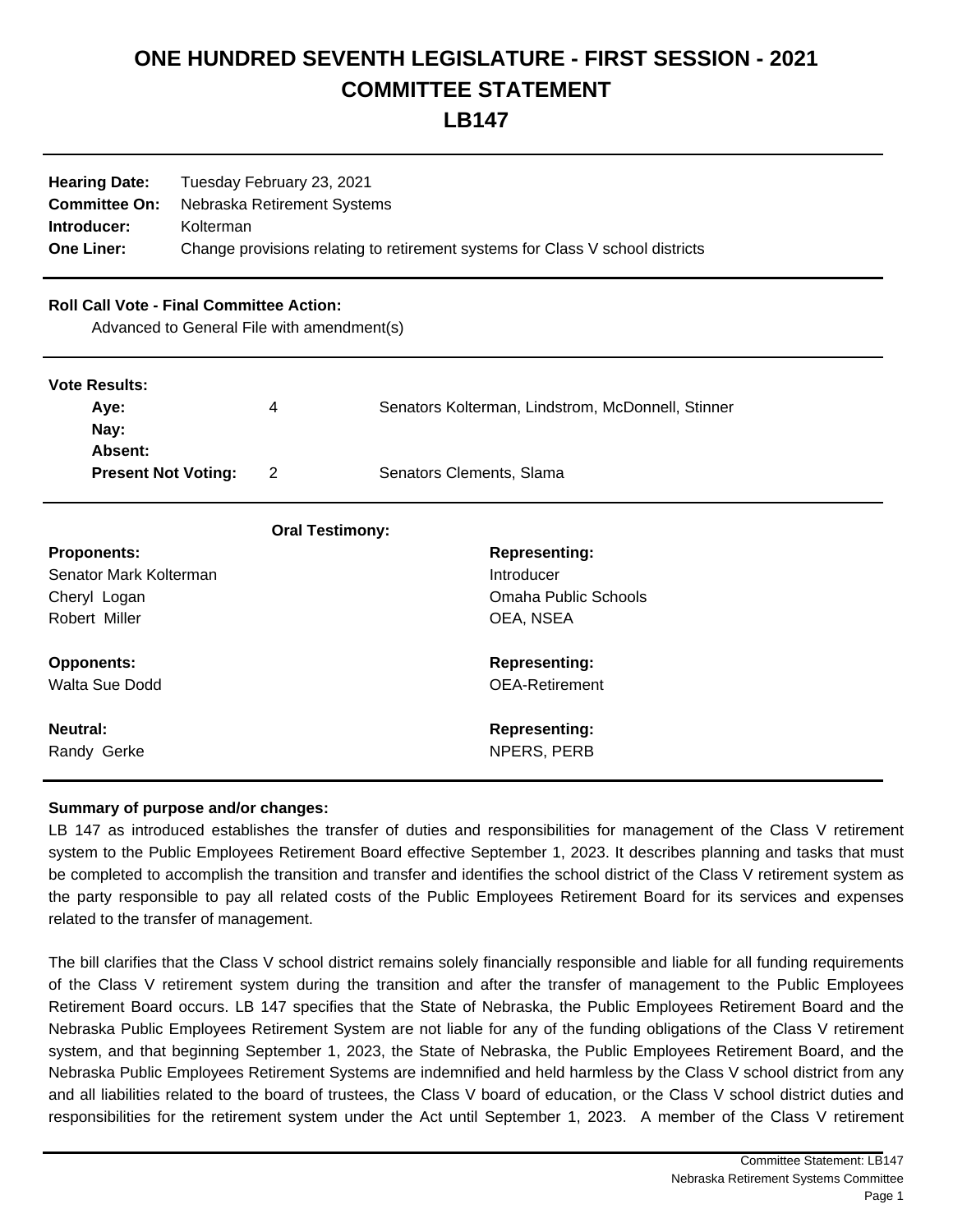# ONE HUNDRED SEVENTH LEGISLATURE - FIRST SESSION - 2021
# COMMITTEE STATEMENT
# LB147

| | |
|---|---|
| **Hearing Date:** | Tuesday February 23, 2021 |
| **Committee On:** | Nebraska Retirement Systems |
| **Introducer:** | Kolterman |
| **One Liner:** | Change provisions relating to retirement systems for Class V school districts |

**Roll Call Vote - Final Committee Action:**

Advanced to General File with amendment(s)

**Vote Results:**

| | | |
|---|---|---|
| **Aye:** | 4 | Senators Kolterman, Lindstrom, McDonnell, Stinner |
| **Nay:** | | |
| **Absent:** | | |
| **Present Not Voting:** | 2 | Senators Clements, Slama |

**Oral Testimony:**

| **Proponents:** | **Representing:** |
|---|---|
| Senator Mark Kolterman | Introducer |
| Cheryl Logan | Omaha Public Schools |
| Robert Miller | OEA, NSEA |

| **Opponents:** | **Representing:** |
|---|---|
| Walta Sue Dodd | OEA-Retirement |

| **Neutral:** | **Representing:** |
|---|---|
| Randy Gerke | NPERS, PERB |

**Summary of purpose and/or changes:**

LB 147 as introduced establishes the transfer of duties and responsibilities for management of the Class V retirement system to the Public Employees Retirement Board effective September 1, 2023. It describes planning and tasks that must be completed to accomplish the transition and transfer and identifies the school district of the Class V retirement system as the party responsible to pay all related costs of the Public Employees Retirement Board for its services and expenses related to the transfer of management.

The bill clarifies that the Class V school district remains solely financially responsible and liable for all funding requirements of the Class V retirement system during the transition and after the transfer of management to the Public Employees Retirement Board occurs. LB 147 specifies that the State of Nebraska, the Public Employees Retirement Board and the Nebraska Public Employees Retirement System are not liable for any of the funding obligations of the Class V retirement system, and that beginning September 1, 2023, the State of Nebraska, the Public Employees Retirement Board, and the Nebraska Public Employees Retirement Systems are indemnified and held harmless by the Class V school district from any and all liabilities related to the board of trustees, the Class V board of education, or the Class V school district duties and responsibilities for the retirement system under the Act until September 1, 2023. A member of the Class V retirement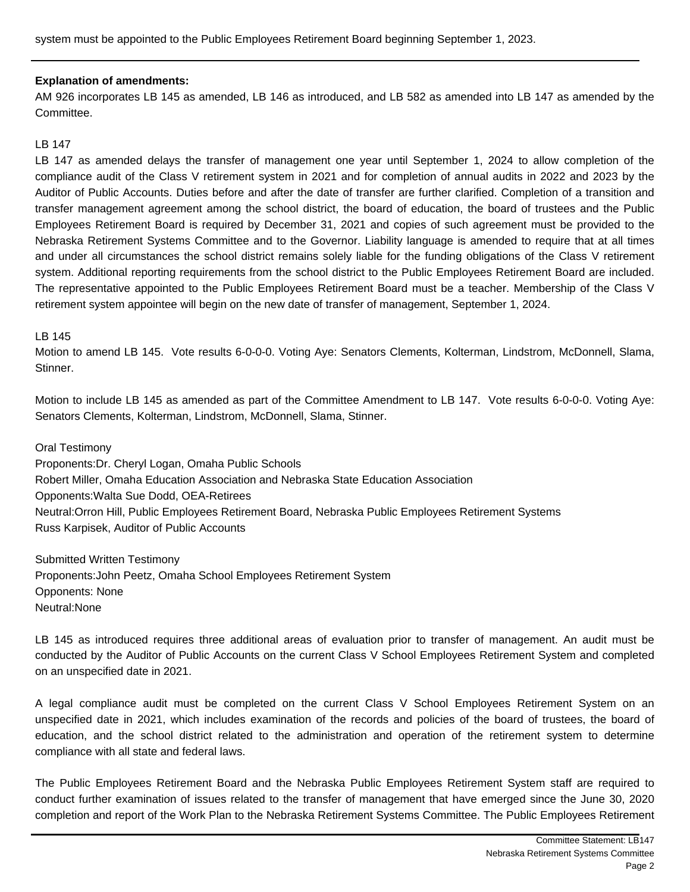system must be appointed to the Public Employees Retirement Board beginning September 1, 2023.

---

**Explanation of amendments:**

AM 926 incorporates LB 145 as amended, LB 146 as introduced, and LB 582 as amended into LB 147 as amended by the Committee.

LB 147

LB 147 as amended delays the transfer of management one year until September 1, 2024 to allow completion of the compliance audit of the Class V retirement system in 2021 and for completion of annual audits in 2022 and 2023 by the Auditor of Public Accounts. Duties before and after the date of transfer are further clarified. Completion of a transition and transfer management agreement among the school district, the board of education, the board of trustees and the Public Employees Retirement Board is required by December 31, 2021 and copies of such agreement must be provided to the Nebraska Retirement Systems Committee and to the Governor. Liability language is amended to require that at all times and under all circumstances the school district remains solely liable for the funding obligations of the Class V retirement system. Additional reporting requirements from the school district to the Public Employees Retirement Board are included. The representative appointed to the Public Employees Retirement Board must be a teacher. Membership of the Class V retirement system appointee will begin on the new date of transfer of management, September 1, 2024.

LB 145

Motion to amend LB 145. Vote results 6-0-0-0. Voting Aye: Senators Clements, Kolterman, Lindstrom, McDonnell, Slama, Stinner.

Motion to include LB 145 as amended as part of the Committee Amendment to LB 147. Vote results 6-0-0-0. Voting Aye: Senators Clements, Kolterman, Lindstrom, McDonnell, Slama, Stinner.

Oral Testimony
Proponents:Dr. Cheryl Logan, Omaha Public Schools
Robert Miller, Omaha Education Association and Nebraska State Education Association
Opponents:Walta Sue Dodd, OEA-Retirees
Neutral:Orron Hill, Public Employees Retirement Board, Nebraska Public Employees Retirement Systems
Russ Karpisek, Auditor of Public Accounts

Submitted Written Testimony
Proponents:John Peetz, Omaha School Employees Retirement System
Opponents: None
Neutral:None

LB 145 as introduced requires three additional areas of evaluation prior to transfer of management. An audit must be conducted by the Auditor of Public Accounts on the current Class V School Employees Retirement System and completed on an unspecified date in 2021.

A legal compliance audit must be completed on the current Class V School Employees Retirement System on an unspecified date in 2021, which includes examination of the records and policies of the board of trustees, the board of education, and the school district related to the administration and operation of the retirement system to determine compliance with all state and federal laws.

The Public Employees Retirement Board and the Nebraska Public Employees Retirement System staff are required to conduct further examination of issues related to the transfer of management that have emerged since the June 30, 2020 completion and report of the Work Plan to the Nebraska Retirement Systems Committee. The Public Employees Retirement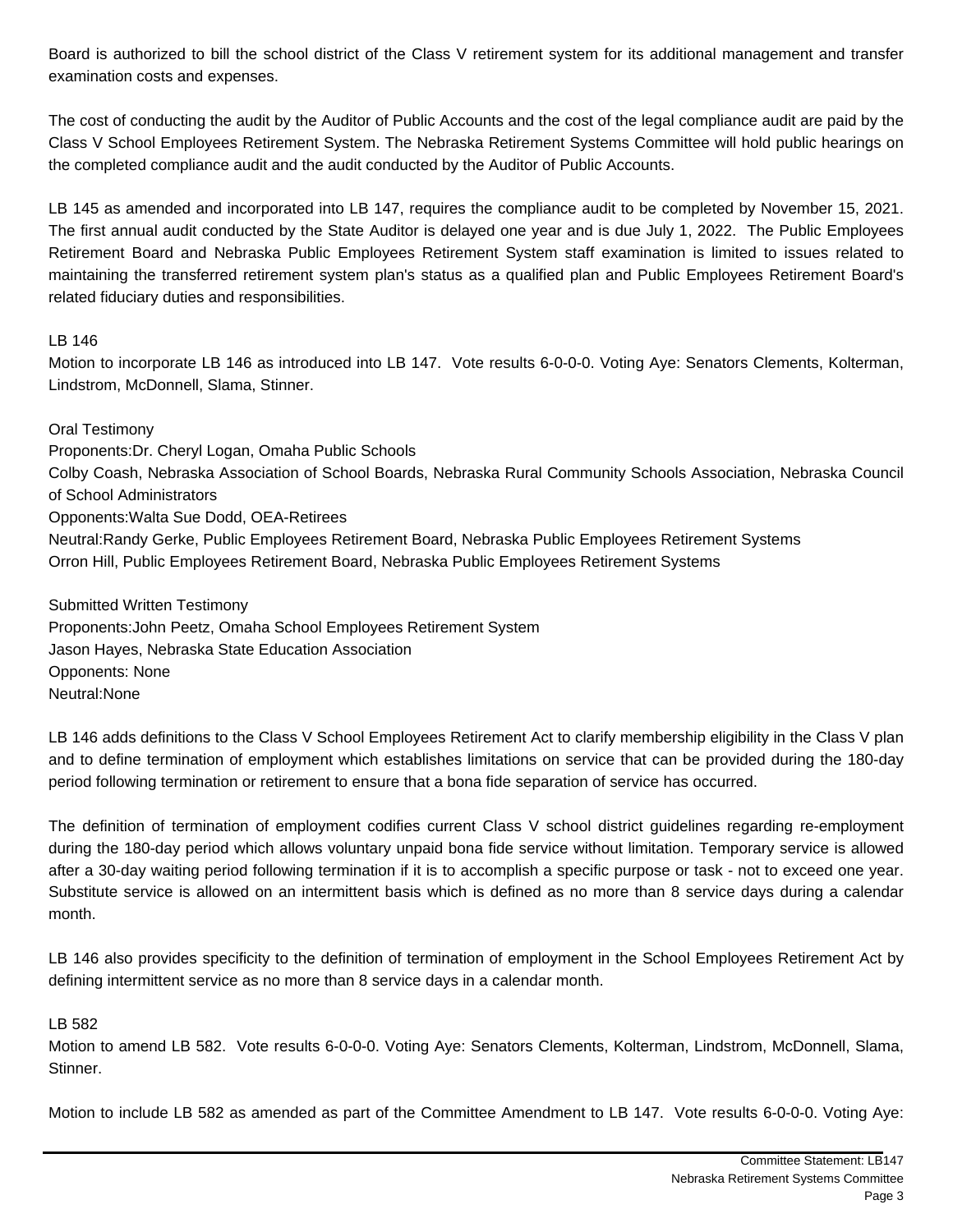Board is authorized to bill the school district of the Class V retirement system for its additional management and transfer examination costs and expenses.

The cost of conducting the audit by the Auditor of Public Accounts and the cost of the legal compliance audit are paid by the Class V School Employees Retirement System. The Nebraska Retirement Systems Committee will hold public hearings on the completed compliance audit and the audit conducted by the Auditor of Public Accounts.

LB 145 as amended and incorporated into LB 147, requires the compliance audit to be completed by November 15, 2021. The first annual audit conducted by the State Auditor is delayed one year and is due July 1, 2022. The Public Employees Retirement Board and Nebraska Public Employees Retirement System staff examination is limited to issues related to maintaining the transferred retirement system plan's status as a qualified plan and Public Employees Retirement Board's related fiduciary duties and responsibilities.

LB 146

Motion to incorporate LB 146 as introduced into LB 147. Vote results 6-0-0-0. Voting Aye: Senators Clements, Kolterman, Lindstrom, McDonnell, Slama, Stinner.

Oral Testimony

Proponents:Dr. Cheryl Logan, Omaha Public Schools

Colby Coash, Nebraska Association of School Boards, Nebraska Rural Community Schools Association, Nebraska Council of School Administrators

Opponents:Walta Sue Dodd, OEA-Retirees

Neutral:Randy Gerke, Public Employees Retirement Board, Nebraska Public Employees Retirement Systems

Orron Hill, Public Employees Retirement Board, Nebraska Public Employees Retirement Systems

Submitted Written Testimony

Proponents:John Peetz, Omaha School Employees Retirement System

Jason Hayes, Nebraska State Education Association

Opponents: None

Neutral:None

LB 146 adds definitions to the Class V School Employees Retirement Act to clarify membership eligibility in the Class V plan and to define termination of employment which establishes limitations on service that can be provided during the 180-day period following termination or retirement to ensure that a bona fide separation of service has occurred.

The definition of termination of employment codifies current Class V school district guidelines regarding re-employment during the 180-day period which allows voluntary unpaid bona fide service without limitation. Temporary service is allowed after a 30-day waiting period following termination if it is to accomplish a specific purpose or task - not to exceed one year. Substitute service is allowed on an intermittent basis which is defined as no more than 8 service days during a calendar month.

LB 146 also provides specificity to the definition of termination of employment in the School Employees Retirement Act by defining intermittent service as no more than 8 service days in a calendar month.

LB 582

Motion to amend LB 582. Vote results 6-0-0-0. Voting Aye: Senators Clements, Kolterman, Lindstrom, McDonnell, Slama, Stinner.

Motion to include LB 582 as amended as part of the Committee Amendment to LB 147. Vote results 6-0-0-0. Voting Aye: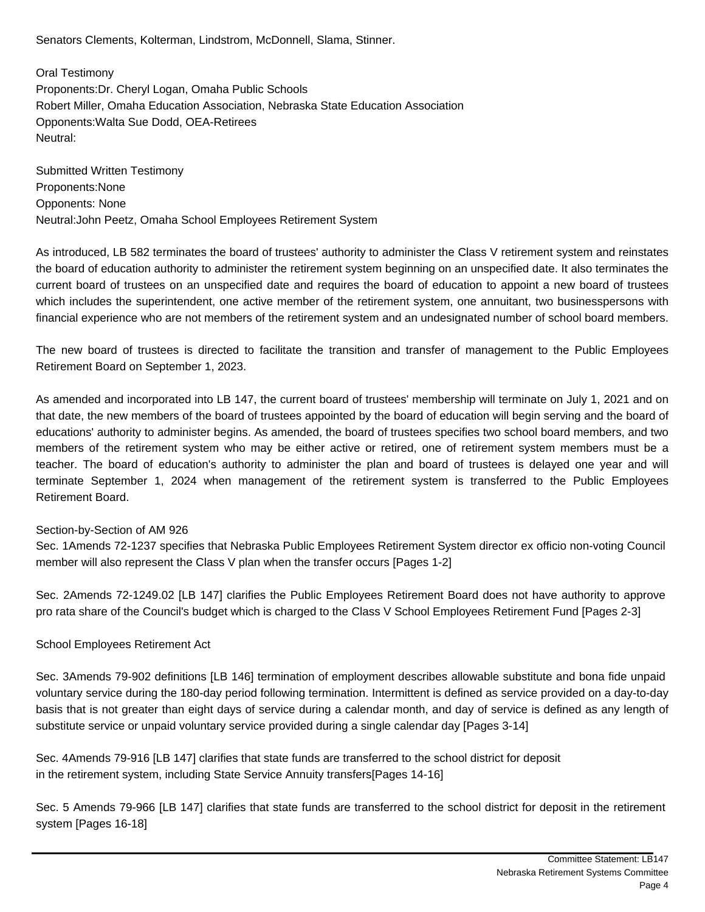Senators Clements, Kolterman, Lindstrom, McDonnell, Slama, Stinner.

Oral Testimony
Proponents:Dr. Cheryl Logan, Omaha Public Schools
Robert Miller, Omaha Education Association, Nebraska State Education Association
Opponents:Walta Sue Dodd, OEA-Retirees
Neutral:

Submitted Written Testimony
Proponents:None
Opponents: None
Neutral:John Peetz, Omaha School Employees Retirement System

As introduced, LB 582 terminates the board of trustees' authority to administer the Class V retirement system and reinstates the board of education authority to administer the retirement system beginning on an unspecified date. It also terminates the current board of trustees on an unspecified date and requires the board of education to appoint a new board of trustees which includes the superintendent, one active member of the retirement system, one annuitant, two businesspersons with financial experience who are not members of the retirement system and an undesignated number of school board members.

The new board of trustees is directed to facilitate the transition and transfer of management to the Public Employees Retirement Board on September 1, 2023.

As amended and incorporated into LB 147, the current board of trustees' membership will terminate on July 1, 2021 and on that date, the new members of the board of trustees appointed by the board of education will begin serving and the board of educations' authority to administer begins. As amended, the board of trustees specifies two school board members, and two members of the retirement system who may be either active or retired, one of retirement system members must be a teacher. The board of education's authority to administer the plan and board of trustees is delayed one year and will terminate September 1, 2024 when management of the retirement system is transferred to the Public Employees Retirement Board.

Section-by-Section of AM 926
Sec. 1Amends 72-1237 specifies that Nebraska Public Employees Retirement System director ex officio non-voting Council member will also represent the Class V plan when the transfer occurs [Pages 1-2]

Sec. 2Amends 72-1249.02 [LB 147] clarifies the Public Employees Retirement Board does not have authority to approve pro rata share of the Council's budget which is charged to the Class V School Employees Retirement Fund [Pages 2-3]

School Employees Retirement Act

Sec. 3Amends 79-902 definitions [LB 146] termination of employment describes allowable substitute and bona fide unpaid voluntary service during the 180-day period following termination. Intermittent is defined as service provided on a day-to-day basis that is not greater than eight days of service during a calendar month, and day of service is defined as any length of substitute service or unpaid voluntary service provided during a single calendar day [Pages 3-14]

Sec. 4Amends 79-916 [LB 147] clarifies that state funds are transferred to the school district for deposit in the retirement system, including State Service Annuity transfers[Pages 14-16]

Sec. 5 Amends 79-966 [LB 147] clarifies that state funds are transferred to the school district for deposit in the retirement system [Pages 16-18]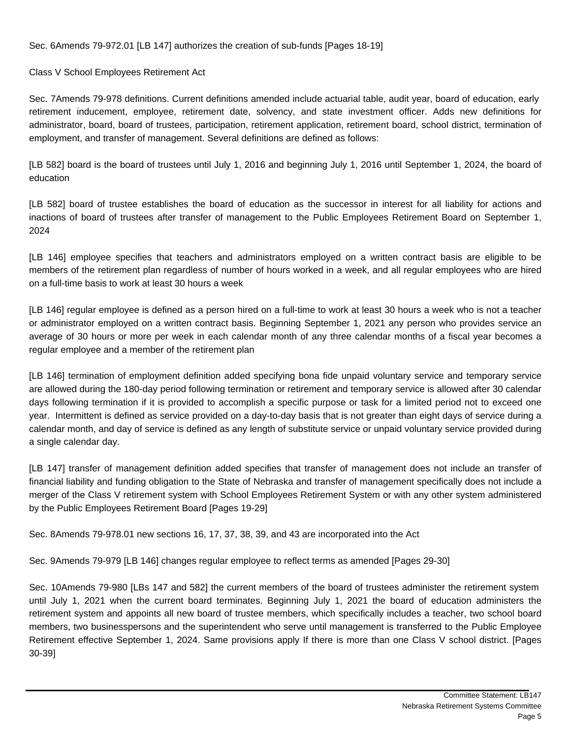Sec. 6Amends 79-972.01 [LB 147] authorizes the creation of sub-funds [Pages 18-19]

Class V School Employees Retirement Act

Sec. 7Amends 79-978 definitions. Current definitions amended include actuarial table, audit year, board of education, early retirement inducement, employee, retirement date, solvency, and state investment officer. Adds new definitions for administrator, board, board of trustees, participation, retirement application, retirement board, school district, termination of employment, and transfer of management. Several definitions are defined as follows:

[LB 582] board is the board of trustees until July 1, 2016 and beginning July 1, 2016 until September 1, 2024, the board of education

[LB 582] board of trustee establishes the board of education as the successor in interest for all liability for actions and inactions of board of trustees after transfer of management to the Public Employees Retirement Board on September 1, 2024

[LB 146] employee specifies that teachers and administrators employed on a written contract basis are eligible to be members of the retirement plan regardless of number of hours worked in a week, and all regular employees who are hired on a full-time basis to work at least 30 hours a week

[LB 146] regular employee is defined as a person hired on a full-time to work at least 30 hours a week who is not a teacher or administrator employed on a written contract basis. Beginning September 1, 2021 any person who provides service an average of 30 hours or more per week in each calendar month of any three calendar months of a fiscal year becomes a regular employee and a member of the retirement plan

[LB 146] termination of employment definition added specifying bona fide unpaid voluntary service and temporary service are allowed during the 180-day period following termination or retirement and temporary service is allowed after 30 calendar days following termination if it is provided to accomplish a specific purpose or task for a limited period not to exceed one year. Intermittent is defined as service provided on a day-to-day basis that is not greater than eight days of service during a calendar month, and day of service is defined as any length of substitute service or unpaid voluntary service provided during a single calendar day.

[LB 147] transfer of management definition added specifies that transfer of management does not include an transfer of financial liability and funding obligation to the State of Nebraska and transfer of management specifically does not include a merger of the Class V retirement system with School Employees Retirement System or with any other system administered by the Public Employees Retirement Board [Pages 19-29]

Sec. 8Amends 79-978.01 new sections 16, 17, 37, 38, 39, and 43 are incorporated into the Act

Sec. 9Amends 79-979 [LB 146] changes regular employee to reflect terms as amended [Pages 29-30]

Sec. 10Amends 79-980 [LBs 147 and 582] the current members of the board of trustees administer the retirement system until July 1, 2021 when the current board terminates. Beginning July 1, 2021 the board of education administers the retirement system and appoints all new board of trustee members, which specifically includes a teacher, two school board members, two businesspersons and the superintendent who serve until management is transferred to the Public Employee Retirement effective September 1, 2024. Same provisions apply If there is more than one Class V school district. [Pages 30-39]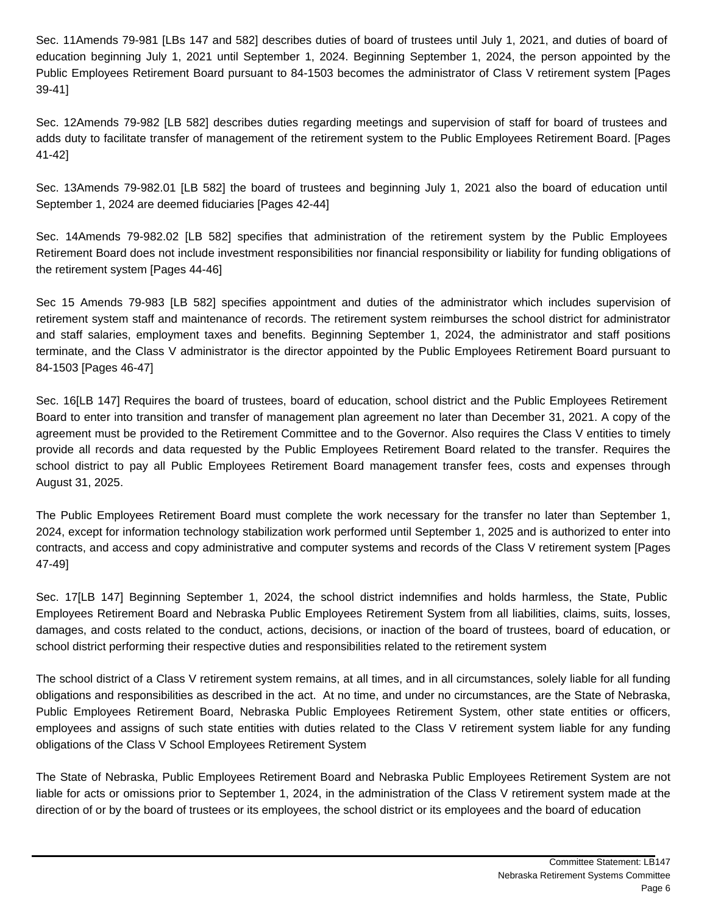Sec. 11Amends 79-981 [LBs 147 and 582] describes duties of board of trustees until July 1, 2021, and duties of board of education beginning July 1, 2021 until September 1, 2024. Beginning September 1, 2024, the person appointed by the Public Employees Retirement Board pursuant to 84-1503 becomes the administrator of Class V retirement system [Pages 39-41]

Sec. 12Amends 79-982 [LB 582] describes duties regarding meetings and supervision of staff for board of trustees and adds duty to facilitate transfer of management of the retirement system to the Public Employees Retirement Board. [Pages 41-42]

Sec. 13Amends 79-982.01 [LB 582] the board of trustees and beginning July 1, 2021 also the board of education until September 1, 2024 are deemed fiduciaries [Pages 42-44]

Sec. 14Amends 79-982.02 [LB 582] specifies that administration of the retirement system by the Public Employees Retirement Board does not include investment responsibilities nor financial responsibility or liability for funding obligations of the retirement system [Pages 44-46]

Sec 15 Amends 79-983 [LB 582] specifies appointment and duties of the administrator which includes supervision of retirement system staff and maintenance of records. The retirement system reimburses the school district for administrator and staff salaries, employment taxes and benefits. Beginning September 1, 2024, the administrator and staff positions terminate, and the Class V administrator is the director appointed by the Public Employees Retirement Board pursuant to 84-1503 [Pages 46-47]

Sec. 16[LB 147] Requires the board of trustees, board of education, school district and the Public Employees Retirement Board to enter into transition and transfer of management plan agreement no later than December 31, 2021. A copy of the agreement must be provided to the Retirement Committee and to the Governor. Also requires the Class V entities to timely provide all records and data requested by the Public Employees Retirement Board related to the transfer. Requires the school district to pay all Public Employees Retirement Board management transfer fees, costs and expenses through August 31, 2025.

The Public Employees Retirement Board must complete the work necessary for the transfer no later than September 1, 2024, except for information technology stabilization work performed until September 1, 2025 and is authorized to enter into contracts, and access and copy administrative and computer systems and records of the Class V retirement system [Pages 47-49]

Sec. 17[LB 147] Beginning September 1, 2024, the school district indemnifies and holds harmless, the State, Public Employees Retirement Board and Nebraska Public Employees Retirement System from all liabilities, claims, suits, losses, damages, and costs related to the conduct, actions, decisions, or inaction of the board of trustees, board of education, or school district performing their respective duties and responsibilities related to the retirement system

The school district of a Class V retirement system remains, at all times, and in all circumstances, solely liable for all funding obligations and responsibilities as described in the act. At no time, and under no circumstances, are the State of Nebraska, Public Employees Retirement Board, Nebraska Public Employees Retirement System, other state entities or officers, employees and assigns of such state entities with duties related to the Class V retirement system liable for any funding obligations of the Class V School Employees Retirement System

The State of Nebraska, Public Employees Retirement Board and Nebraska Public Employees Retirement System are not liable for acts or omissions prior to September 1, 2024, in the administration of the Class V retirement system made at the direction of or by the board of trustees or its employees, the school district or its employees and the board of education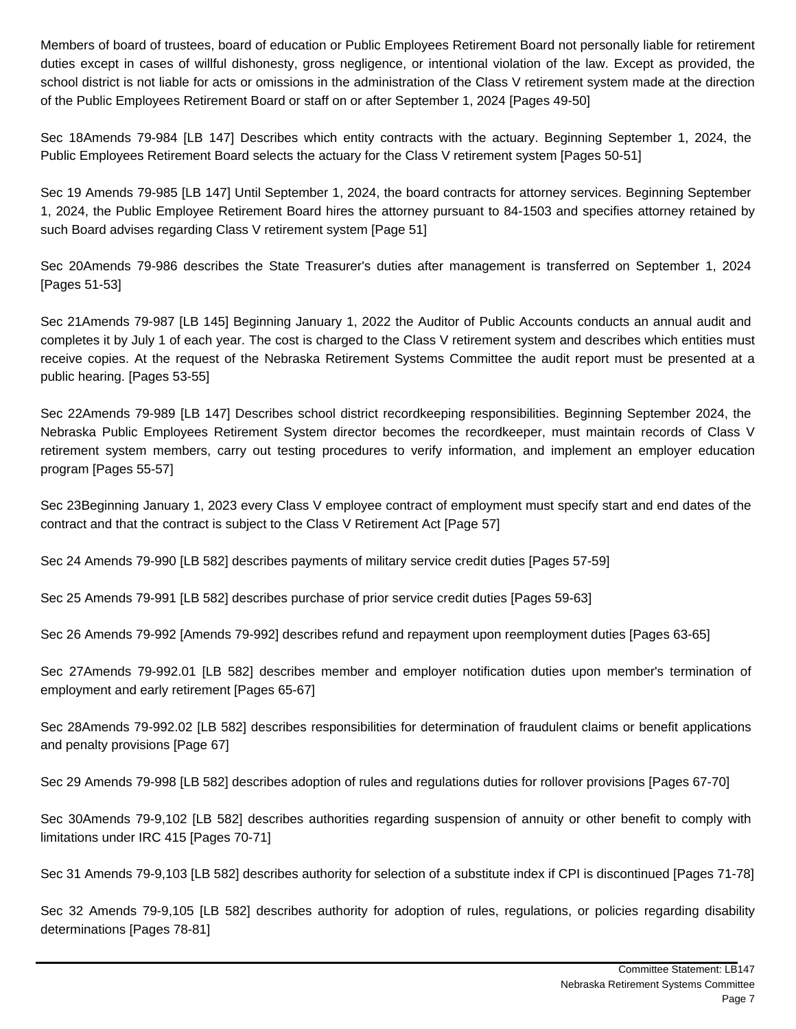Members of board of trustees, board of education or Public Employees Retirement Board not personally liable for retirement duties except in cases of willful dishonesty, gross negligence, or intentional violation of the law. Except as provided, the school district is not liable for acts or omissions in the administration of the Class V retirement system made at the direction of the Public Employees Retirement Board or staff on or after September 1, 2024 [Pages 49-50]

Sec 18Amends 79-984 [LB 147] Describes which entity contracts with the actuary. Beginning September 1, 2024, the Public Employees Retirement Board selects the actuary for the Class V retirement system [Pages 50-51]

Sec 19 Amends 79-985 [LB 147] Until September 1, 2024, the board contracts for attorney services. Beginning September 1, 2024, the Public Employee Retirement Board hires the attorney pursuant to 84-1503 and specifies attorney retained by such Board advises regarding Class V retirement system [Page 51]

Sec 20Amends 79-986 describes the State Treasurer's duties after management is transferred on September 1, 2024 [Pages 51-53]

Sec 21Amends 79-987 [LB 145] Beginning January 1, 2022 the Auditor of Public Accounts conducts an annual audit and completes it by July 1 of each year. The cost is charged to the Class V retirement system and describes which entities must receive copies. At the request of the Nebraska Retirement Systems Committee the audit report must be presented at a public hearing. [Pages 53-55]

Sec 22Amends 79-989 [LB 147] Describes school district recordkeeping responsibilities. Beginning September 2024, the Nebraska Public Employees Retirement System director becomes the recordkeeper, must maintain records of Class V retirement system members, carry out testing procedures to verify information, and implement an employer education program [Pages 55-57]

Sec 23Beginning January 1, 2023 every Class V employee contract of employment must specify start and end dates of the contract and that the contract is subject to the Class V Retirement Act [Page 57]

Sec 24 Amends 79-990 [LB 582] describes payments of military service credit duties [Pages 57-59]

Sec 25 Amends 79-991 [LB 582] describes purchase of prior service credit duties [Pages 59-63]

Sec 26 Amends 79-992 [Amends 79-992] describes refund and repayment upon reemployment duties [Pages 63-65]

Sec 27Amends 79-992.01 [LB 582] describes member and employer notification duties upon member's termination of employment and early retirement [Pages 65-67]

Sec 28Amends 79-992.02 [LB 582] describes responsibilities for determination of fraudulent claims or benefit applications and penalty provisions [Page 67]

Sec 29 Amends 79-998 [LB 582] describes adoption of rules and regulations duties for rollover provisions [Pages 67-70]

Sec 30Amends 79-9,102 [LB 582] describes authorities regarding suspension of annuity or other benefit to comply with limitations under IRC 415 [Pages 70-71]

Sec 31 Amends 79-9,103 [LB 582] describes authority for selection of a substitute index if CPI is discontinued [Pages 71-78]

Sec 32 Amends 79-9,105 [LB 582] describes authority for adoption of rules, regulations, or policies regarding disability determinations [Pages 78-81]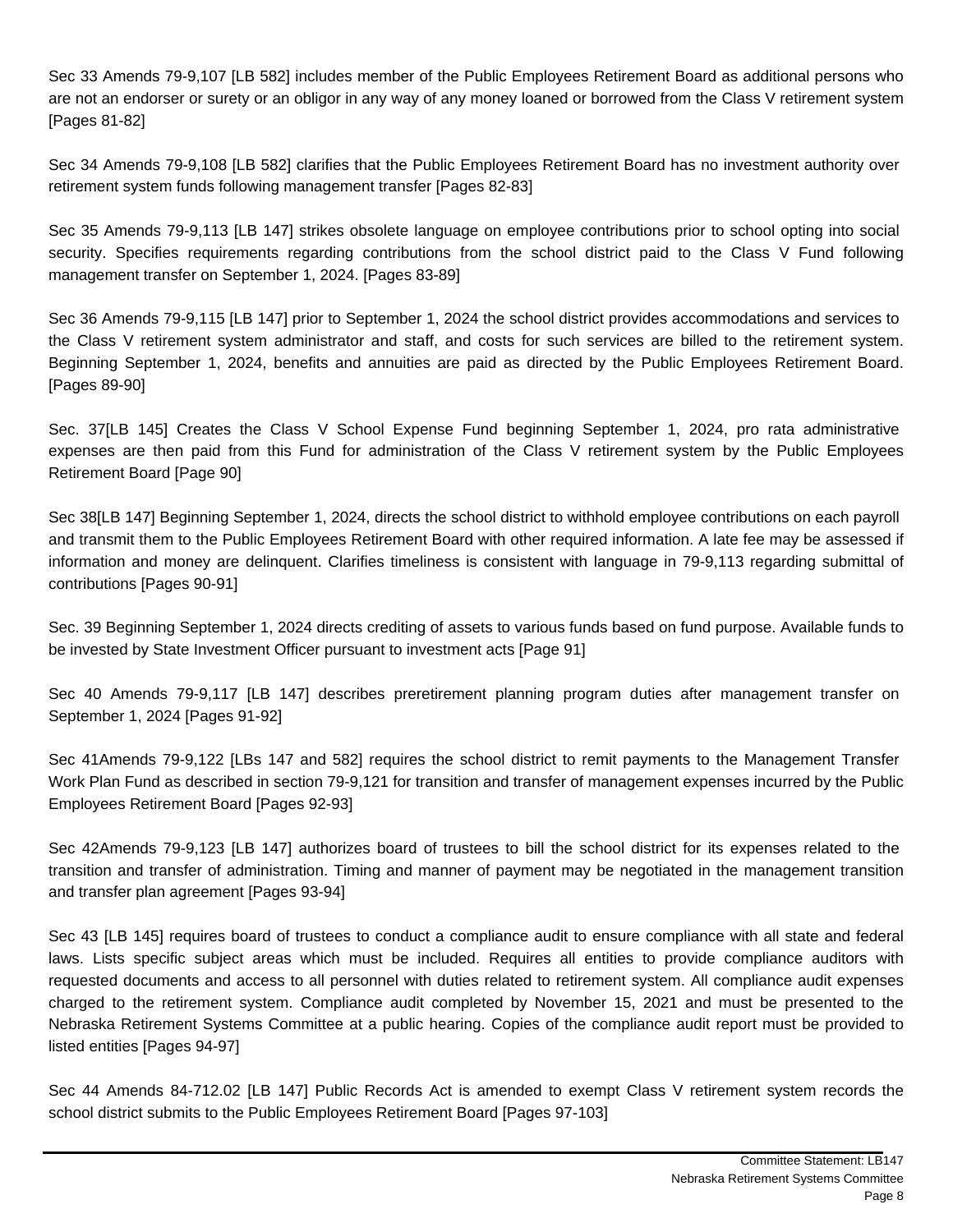Sec 33 Amends 79-9,107 [LB 582] includes member of the Public Employees Retirement Board as additional persons who are not an endorser or surety or an obligor in any way of any money loaned or borrowed from the Class V retirement system [Pages 81-82]

Sec 34 Amends 79-9,108 [LB 582] clarifies that the Public Employees Retirement Board has no investment authority over retirement system funds following management transfer [Pages 82-83]

Sec 35 Amends 79-9,113 [LB 147] strikes obsolete language on employee contributions prior to school opting into social security. Specifies requirements regarding contributions from the school district paid to the Class V Fund following management transfer on September 1, 2024. [Pages 83-89]

Sec 36 Amends 79-9,115 [LB 147] prior to September 1, 2024 the school district provides accommodations and services to the Class V retirement system administrator and staff, and costs for such services are billed to the retirement system. Beginning September 1, 2024, benefits and annuities are paid as directed by the Public Employees Retirement Board. [Pages 89-90]

Sec. 37[LB 145] Creates the Class V School Expense Fund beginning September 1, 2024, pro rata administrative expenses are then paid from this Fund for administration of the Class V retirement system by the Public Employees Retirement Board [Page 90]

Sec 38[LB 147] Beginning September 1, 2024, directs the school district to withhold employee contributions on each payroll and transmit them to the Public Employees Retirement Board with other required information. A late fee may be assessed if information and money are delinquent. Clarifies timeliness is consistent with language in 79-9,113 regarding submittal of contributions [Pages 90-91]

Sec. 39 Beginning September 1, 2024 directs crediting of assets to various funds based on fund purpose. Available funds to be invested by State Investment Officer pursuant to investment acts [Page 91]

Sec 40 Amends 79-9,117 [LB 147] describes preretirement planning program duties after management transfer on September 1, 2024 [Pages 91-92]

Sec 41Amends 79-9,122 [LBs 147 and 582] requires the school district to remit payments to the Management Transfer Work Plan Fund as described in section 79-9,121 for transition and transfer of management expenses incurred by the Public Employees Retirement Board [Pages 92-93]

Sec 42Amends 79-9,123 [LB 147] authorizes board of trustees to bill the school district for its expenses related to the transition and transfer of administration. Timing and manner of payment may be negotiated in the management transition and transfer plan agreement [Pages 93-94]

Sec 43 [LB 145] requires board of trustees to conduct a compliance audit to ensure compliance with all state and federal laws. Lists specific subject areas which must be included. Requires all entities to provide compliance auditors with requested documents and access to all personnel with duties related to retirement system. All compliance audit expenses charged to the retirement system. Compliance audit completed by November 15, 2021 and must be presented to the Nebraska Retirement Systems Committee at a public hearing. Copies of the compliance audit report must be provided to listed entities [Pages 94-97]

Sec 44 Amends 84-712.02 [LB 147] Public Records Act is amended to exempt Class V retirement system records the school district submits to the Public Employees Retirement Board [Pages 97-103]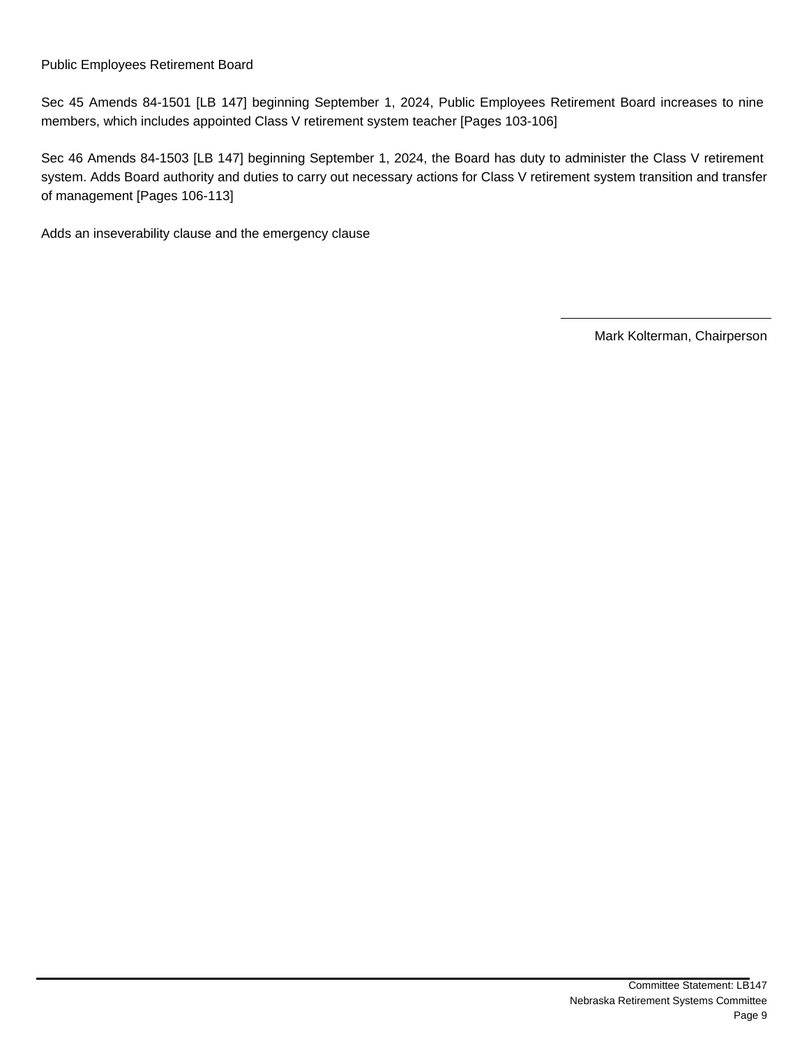Public Employees Retirement Board

Sec 45 Amends 84-1501 [LB 147] beginning September 1, 2024, Public Employees Retirement Board increases to nine members, which includes appointed Class V retirement system teacher [Pages 103-106]

Sec 46 Amends 84-1503 [LB 147] beginning September 1, 2024, the Board has duty to administer the Class V retirement system. Adds Board authority and duties to carry out necessary actions for Class V retirement system transition and transfer of management [Pages 106-113]

Adds an inseverability clause and the emergency clause

\_\_\_\_\_\_\_\_\_\_\_\_\_\_\_\_\_\_\_\_\_\_\_\_\_\_\_\_\_\_

Mark Kolterman, Chairperson